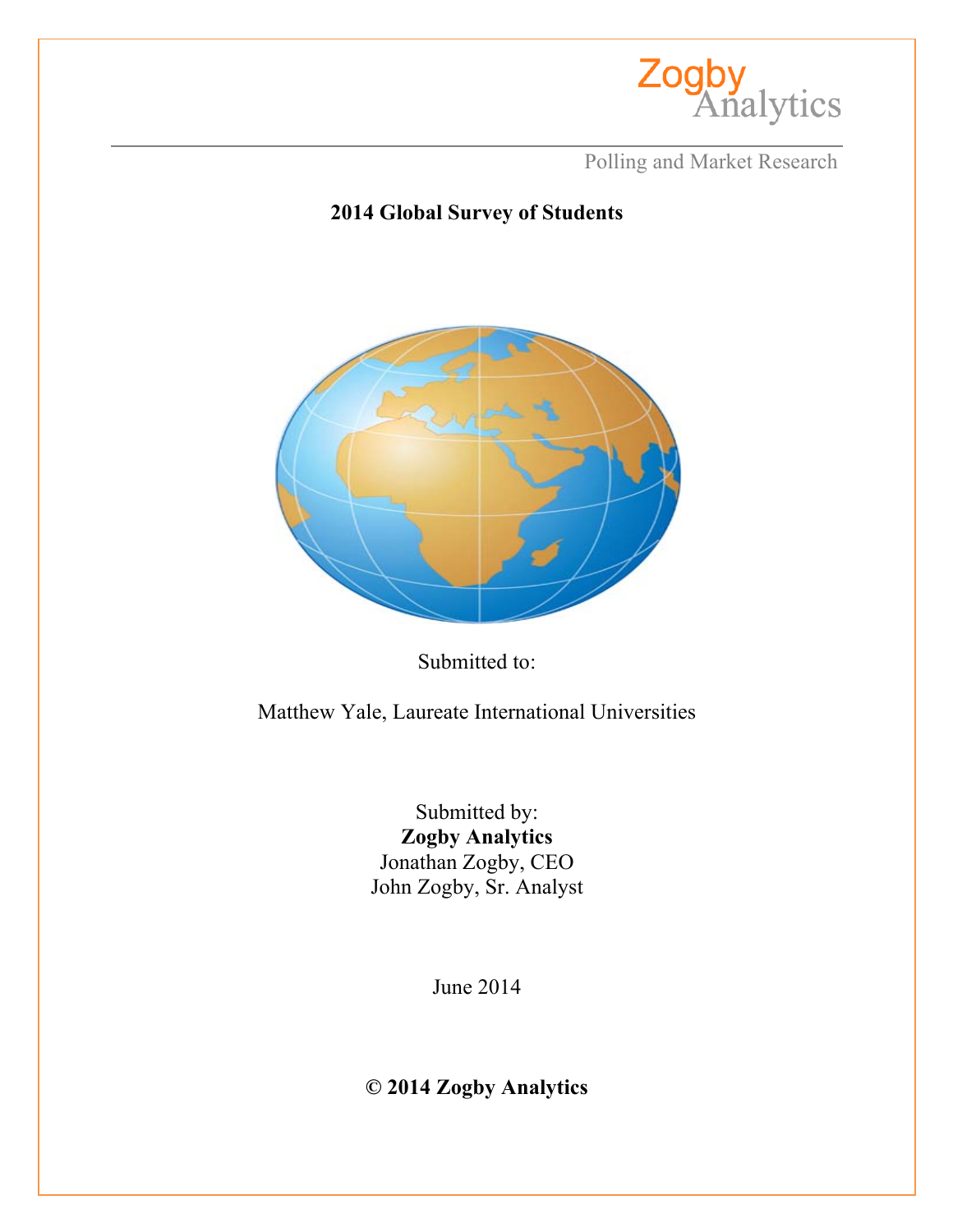Zogby Analytics

Polling and Market Research

# 2014 Global Survey of Students

Submitted to:

Matthew Yale, Laureate International Universities

Submitted by:
**Zogby Analytics**
Jonathan Zogby, CEO
John Zogby, Sr. Analyst

June 2014

**© 2014 Zogby Analytics**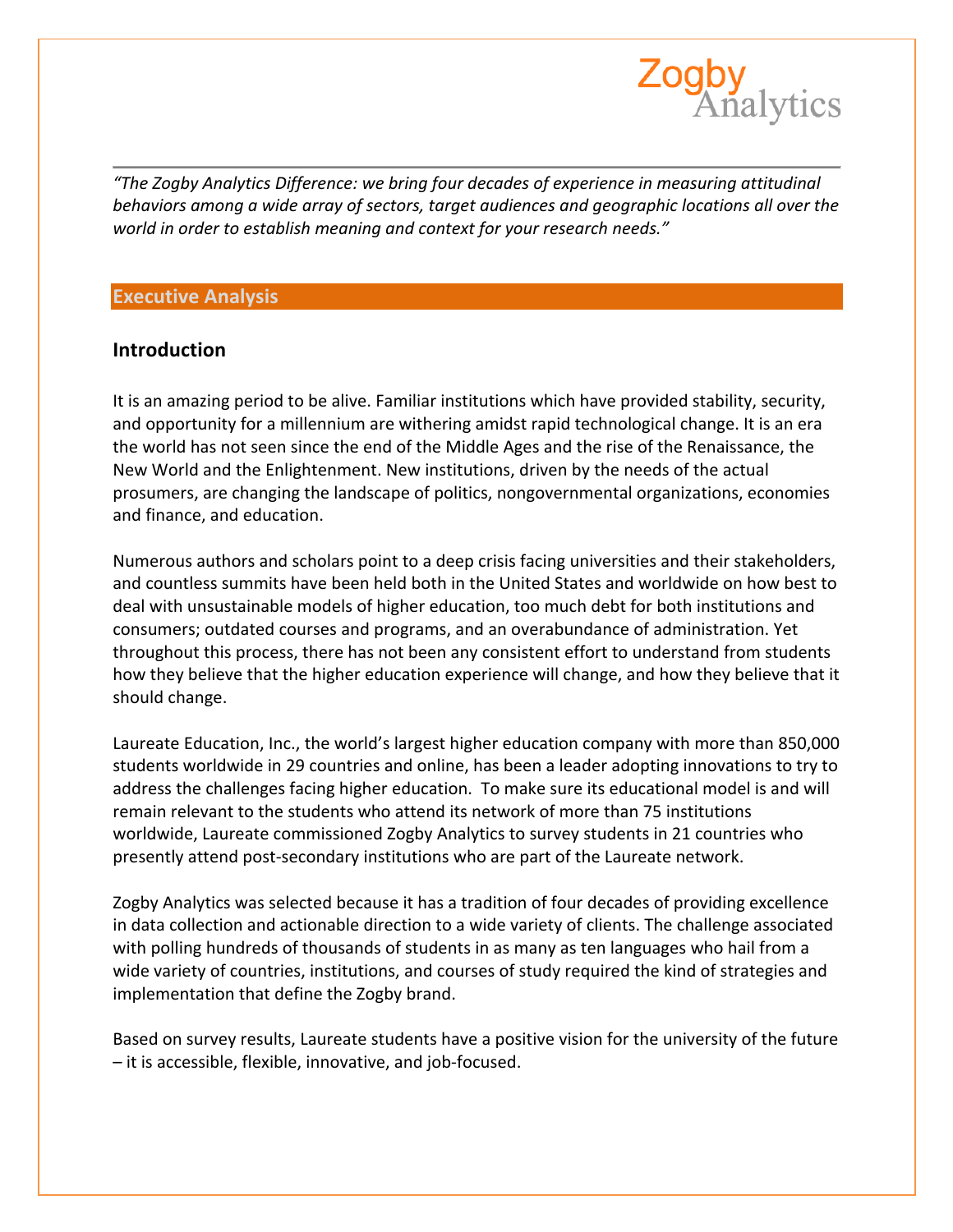*"The Zogby Analytics Difference: we bring four decades of experience in measuring attitudinal behaviors among a wide array of sectors, target audiences and geographic locations all over the world in order to establish meaning and context for your research needs."*

## Executive Analysis

### Introduction

It is an amazing period to be alive. Familiar institutions which have provided stability, security, and opportunity for a millennium are withering amidst rapid technological change. It is an era the world has not seen since the end of the Middle Ages and the rise of the Renaissance, the New World and the Enlightenment. New institutions, driven by the needs of the actual prosumers, are changing the landscape of politics, nongovernmental organizations, economies and finance, and education.

Numerous authors and scholars point to a deep crisis facing universities and their stakeholders, and countless summits have been held both in the United States and worldwide on how best to deal with unsustainable models of higher education, too much debt for both institutions and consumers; outdated courses and programs, and an overabundance of administration. Yet throughout this process, there has not been any consistent effort to understand from students how they believe that the higher education experience will change, and how they believe that it should change.

Laureate Education, Inc., the world's largest higher education company with more than 850,000 students worldwide in 29 countries and online, has been a leader adopting innovations to try to address the challenges facing higher education. To make sure its educational model is and will remain relevant to the students who attend its network of more than 75 institutions worldwide, Laureate commissioned Zogby Analytics to survey students in 21 countries who presently attend post-secondary institutions who are part of the Laureate network.

Zogby Analytics was selected because it has a tradition of four decades of providing excellence in data collection and actionable direction to a wide variety of clients. The challenge associated with polling hundreds of thousands of students in as many as ten languages who hail from a wide variety of countries, institutions, and courses of study required the kind of strategies and implementation that define the Zogby brand.

Based on survey results, Laureate students have a positive vision for the university of the future – it is accessible, flexible, innovative, and job-focused.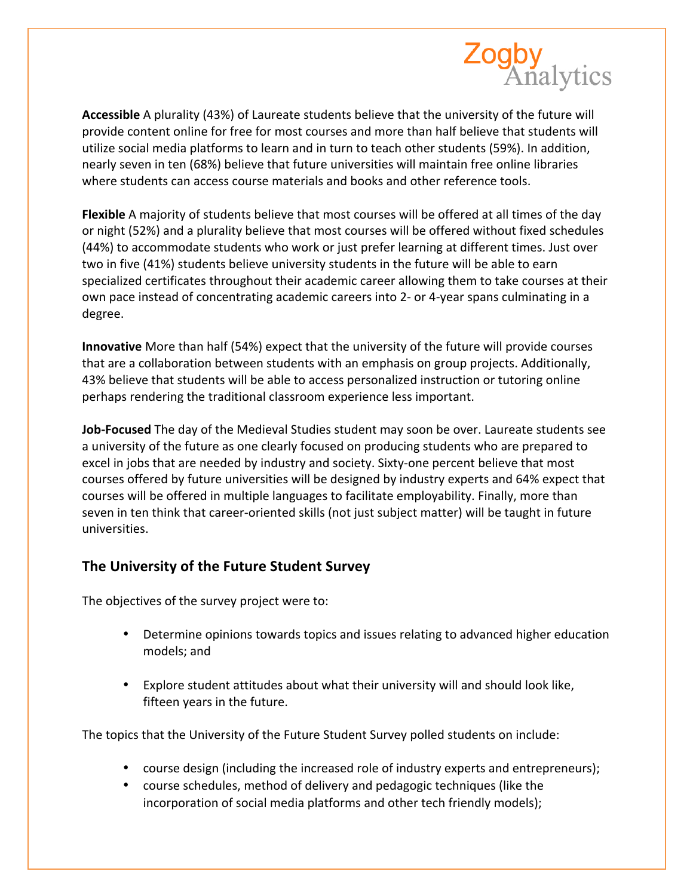**Accessible** A plurality (43%) of Laureate students believe that the university of the future will provide content online for free for most courses and more than half believe that students will utilize social media platforms to learn and in turn to teach other students (59%). In addition, nearly seven in ten (68%) believe that future universities will maintain free online libraries where students can access course materials and books and other reference tools.

**Flexible** A majority of students believe that most courses will be offered at all times of the day or night (52%) and a plurality believe that most courses will be offered without fixed schedules (44%) to accommodate students who work or just prefer learning at different times. Just over two in five (41%) students believe university students in the future will be able to earn specialized certificates throughout their academic career allowing them to take courses at their own pace instead of concentrating academic careers into 2- or 4-year spans culminating in a degree.

**Innovative** More than half (54%) expect that the university of the future will provide courses that are a collaboration between students with an emphasis on group projects. Additionally, 43% believe that students will be able to access personalized instruction or tutoring online perhaps rendering the traditional classroom experience less important.

**Job-Focused** The day of the Medieval Studies student may soon be over. Laureate students see a university of the future as one clearly focused on producing students who are prepared to excel in jobs that are needed by industry and society. Sixty-one percent believe that most courses offered by future universities will be designed by industry experts and 64% expect that courses will be offered in multiple languages to facilitate employability. Finally, more than seven in ten think that career-oriented skills (not just subject matter) will be taught in future universities.

## The University of the Future Student Survey

The objectives of the survey project were to:

- Determine opinions towards topics and issues relating to advanced higher education models; and
- Explore student attitudes about what their university will and should look like, fifteen years in the future.

The topics that the University of the Future Student Survey polled students on include:

- course design (including the increased role of industry experts and entrepreneurs);
- course schedules, method of delivery and pedagogic techniques (like the incorporation of social media platforms and other tech friendly models);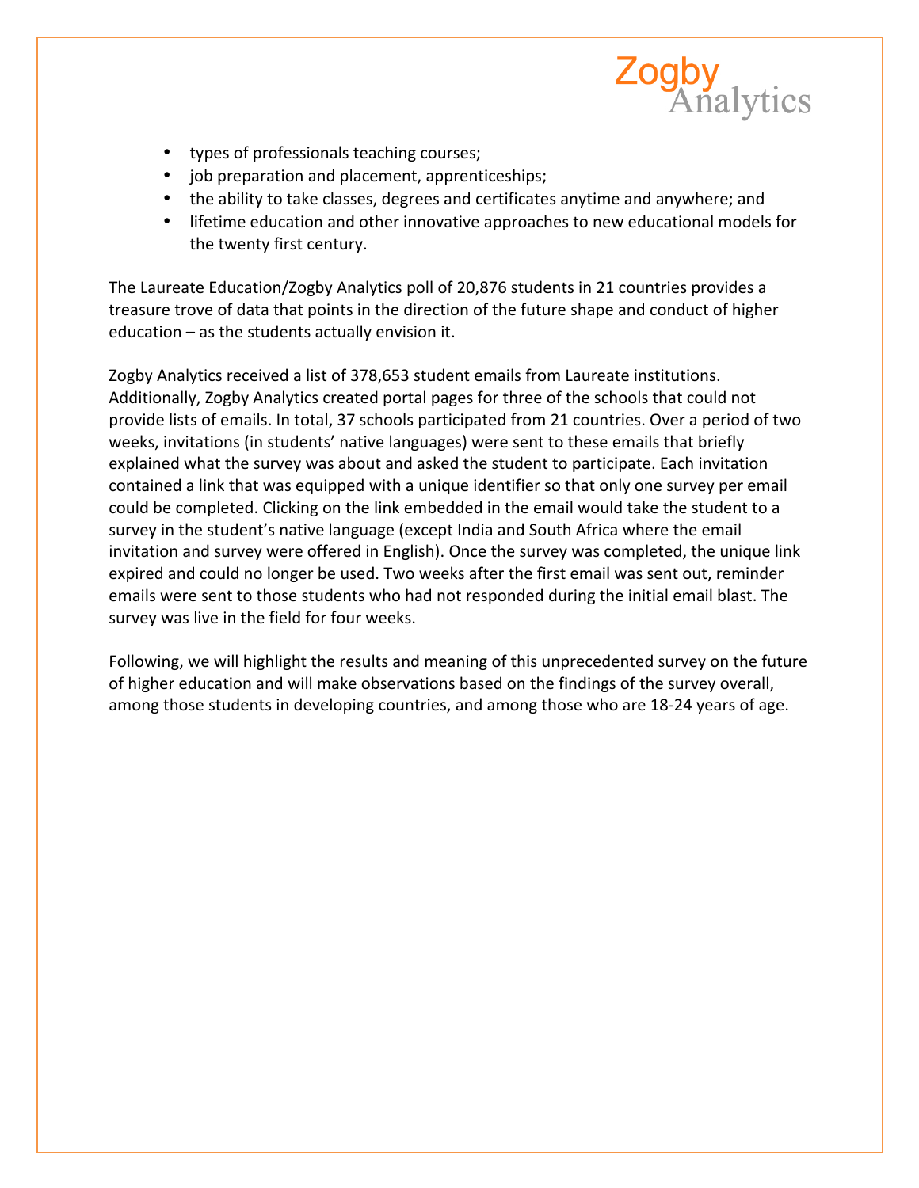- types of professionals teaching courses;
- job preparation and placement, apprenticeships;
- the ability to take classes, degrees and certificates anytime and anywhere; and
- lifetime education and other innovative approaches to new educational models for the twenty first century.

The Laureate Education/Zogby Analytics poll of 20,876 students in 21 countries provides a treasure trove of data that points in the direction of the future shape and conduct of higher education – as the students actually envision it.

Zogby Analytics received a list of 378,653 student emails from Laureate institutions. Additionally, Zogby Analytics created portal pages for three of the schools that could not provide lists of emails. In total, 37 schools participated from 21 countries. Over a period of two weeks, invitations (in students' native languages) were sent to these emails that briefly explained what the survey was about and asked the student to participate. Each invitation contained a link that was equipped with a unique identifier so that only one survey per email could be completed. Clicking on the link embedded in the email would take the student to a survey in the student's native language (except India and South Africa where the email invitation and survey were offered in English). Once the survey was completed, the unique link expired and could no longer be used. Two weeks after the first email was sent out, reminder emails were sent to those students who had not responded during the initial email blast. The survey was live in the field for four weeks.

Following, we will highlight the results and meaning of this unprecedented survey on the future of higher education and will make observations based on the findings of the survey overall, among those students in developing countries, and among those who are 18-24 years of age.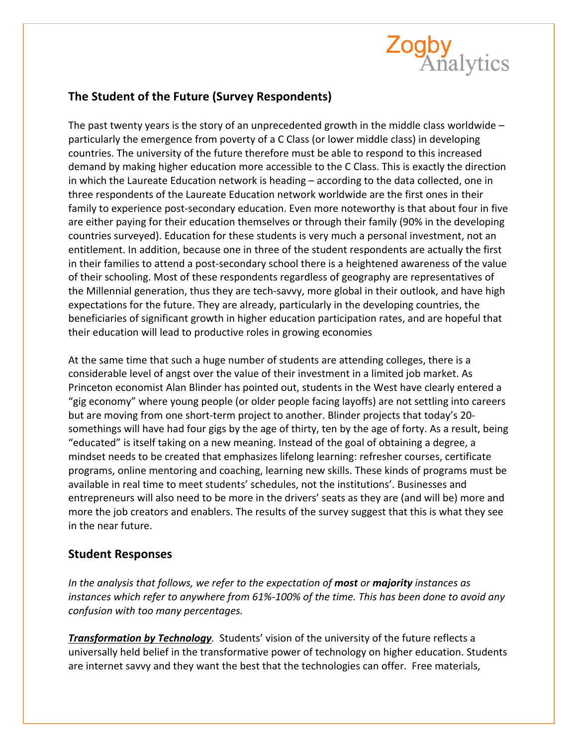## The Student of the Future (Survey Respondents)

The past twenty years is the story of an unprecedented growth in the middle class worldwide – particularly the emergence from poverty of a C Class (or lower middle class) in developing countries. The university of the future therefore must be able to respond to this increased demand by making higher education more accessible to the C Class. This is exactly the direction in which the Laureate Education network is heading – according to the data collected, one in three respondents of the Laureate Education network worldwide are the first ones in their family to experience post-secondary education. Even more noteworthy is that about four in five are either paying for their education themselves or through their family (90% in the developing countries surveyed). Education for these students is very much a personal investment, not an entitlement. In addition, because one in three of the student respondents are actually the first in their families to attend a post-secondary school there is a heightened awareness of the value of their schooling. Most of these respondents regardless of geography are representatives of the Millennial generation, thus they are tech-savvy, more global in their outlook, and have high expectations for the future. They are already, particularly in the developing countries, the beneficiaries of significant growth in higher education participation rates, and are hopeful that their education will lead to productive roles in growing economies

At the same time that such a huge number of students are attending colleges, there is a considerable level of angst over the value of their investment in a limited job market. As Princeton economist Alan Blinder has pointed out, students in the West have clearly entered a "gig economy" where young people (or older people facing layoffs) are not settling into careers but are moving from one short-term project to another. Blinder projects that today's 20-somethings will have had four gigs by the age of thirty, ten by the age of forty. As a result, being "educated" is itself taking on a new meaning. Instead of the goal of obtaining a degree, a mindset needs to be created that emphasizes lifelong learning: refresher courses, certificate programs, online mentoring and coaching, learning new skills. These kinds of programs must be available in real time to meet students' schedules, not the institutions'. Businesses and entrepreneurs will also need to be more in the drivers' seats as they are (and will be) more and more the job creators and enablers. The results of the survey suggest that this is what they see in the near future.

## Student Responses

*In the analysis that follows, we refer to the expectation of **most** or **majority** instances as instances which refer to anywhere from 61%-100% of the time. This has been done to avoid any confusion with too many percentages.*

***Transformation by Technology**.* Students' vision of the university of the future reflects a universally held belief in the transformative power of technology on higher education. Students are internet savvy and they want the best that the technologies can offer. Free materials,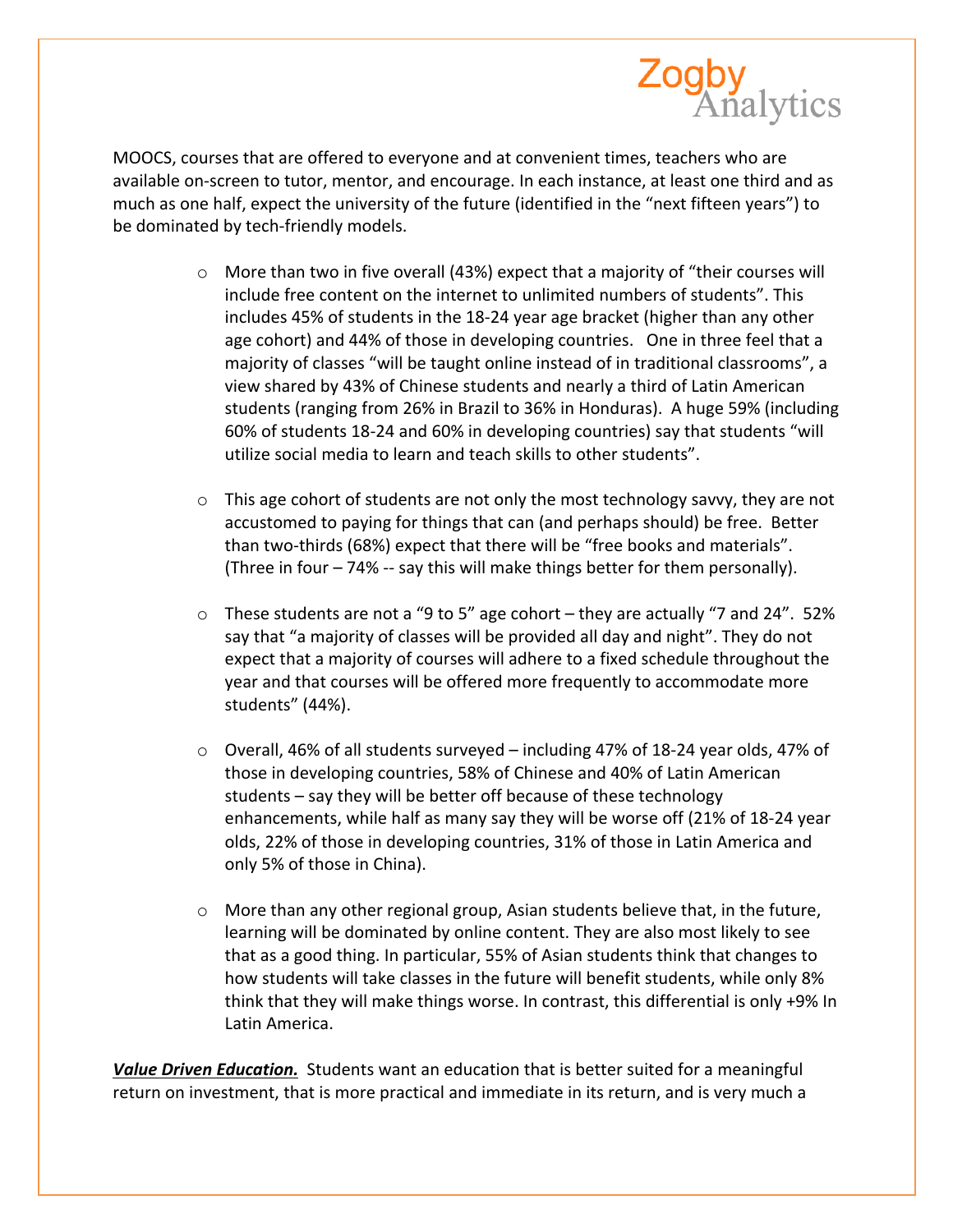MOOCS, courses that are offered to everyone and at convenient times, teachers who are available on-screen to tutor, mentor, and encourage. In each instance, at least one third and as much as one half, expect the university of the future (identified in the "next fifteen years") to be dominated by tech-friendly models.

- More than two in five overall (43%) expect that a majority of "their courses will include free content on the internet to unlimited numbers of students". This includes 45% of students in the 18-24 year age bracket (higher than any other age cohort) and 44% of those in developing countries. One in three feel that a majority of classes "will be taught online instead of in traditional classrooms", a view shared by 43% of Chinese students and nearly a third of Latin American students (ranging from 26% in Brazil to 36% in Honduras). A huge 59% (including 60% of students 18-24 and 60% in developing countries) say that students "will utilize social media to learn and teach skills to other students".

- This age cohort of students are not only the most technology savvy, they are not accustomed to paying for things that can (and perhaps should) be free. Better than two-thirds (68%) expect that there will be "free books and materials". (Three in four – 74% -- say this will make things better for them personally).

- These students are not a "9 to 5" age cohort – they are actually "7 and 24". 52% say that "a majority of classes will be provided all day and night". They do not expect that a majority of courses will adhere to a fixed schedule throughout the year and that courses will be offered more frequently to accommodate more students" (44%).

- Overall, 46% of all students surveyed – including 47% of 18-24 year olds, 47% of those in developing countries, 58% of Chinese and 40% of Latin American students – say they will be better off because of these technology enhancements, while half as many say they will be worse off (21% of 18-24 year olds, 22% of those in developing countries, 31% of those in Latin America and only 5% of those in China).

- More than any other regional group, Asian students believe that, in the future, learning will be dominated by online content. They are also most likely to see that as a good thing. In particular, 55% of Asian students think that changes to how students will take classes in the future will benefit students, while only 8% think that they will make things worse. In contrast, this differential is only +9% In Latin America.

***<u>Value Driven Education.</u>*** Students want an education that is better suited for a meaningful return on investment, that is more practical and immediate in its return, and is very much a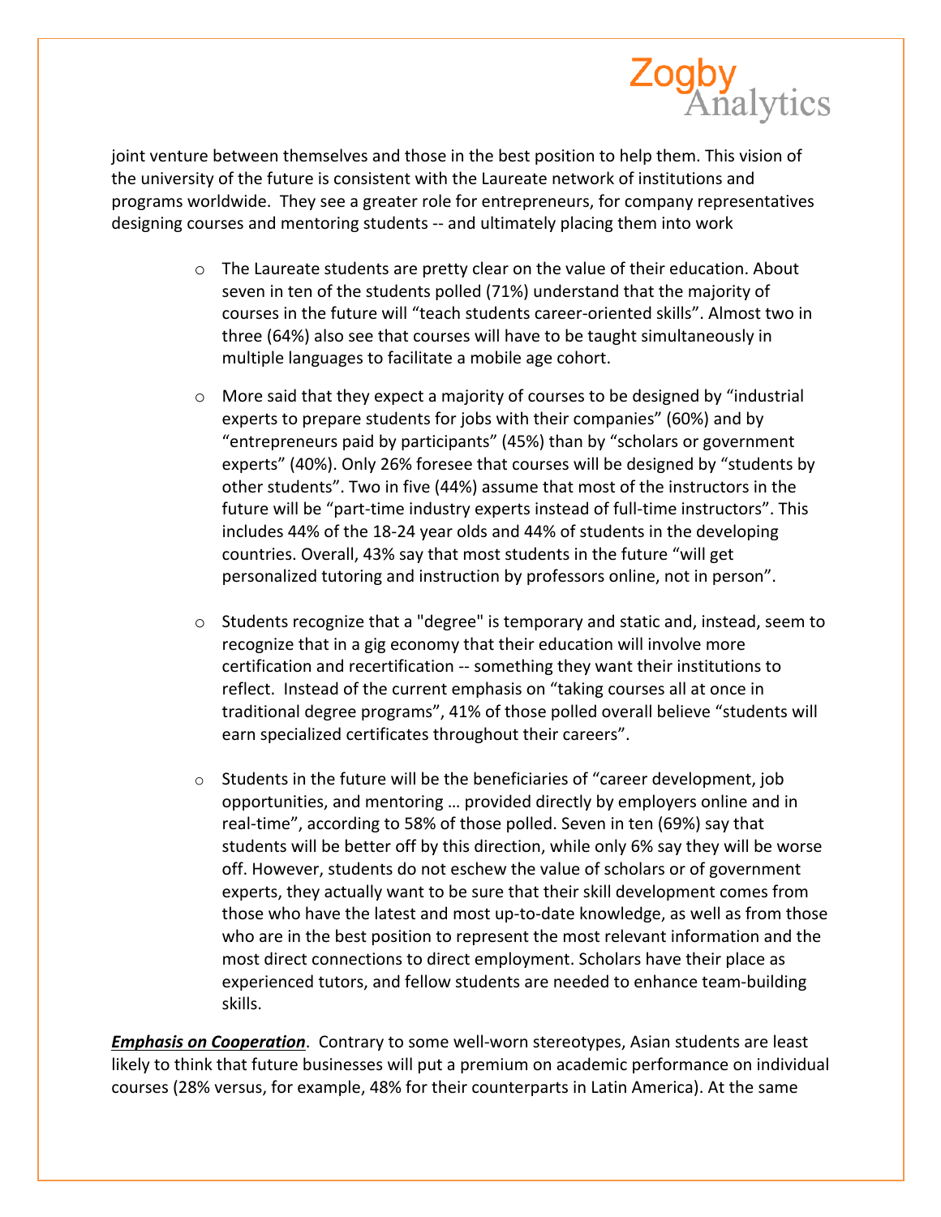joint venture between themselves and those in the best position to help them. This vision of the university of the future is consistent with the Laureate network of institutions and programs worldwide. They see a greater role for entrepreneurs, for company representatives designing courses and mentoring students -- and ultimately placing them into work

- The Laureate students are pretty clear on the value of their education. About seven in ten of the students polled (71%) understand that the majority of courses in the future will "teach students career-oriented skills". Almost two in three (64%) also see that courses will have to be taught simultaneously in multiple languages to facilitate a mobile age cohort.

- More said that they expect a majority of courses to be designed by "industrial experts to prepare students for jobs with their companies" (60%) and by "entrepreneurs paid by participants" (45%) than by "scholars or government experts" (40%). Only 26% foresee that courses will be designed by "students by other students". Two in five (44%) assume that most of the instructors in the future will be "part-time industry experts instead of full-time instructors". This includes 44% of the 18-24 year olds and 44% of students in the developing countries. Overall, 43% say that most students in the future "will get personalized tutoring and instruction by professors online, not in person".

- Students recognize that a "degree" is temporary and static and, instead, seem to recognize that in a gig economy that their education will involve more certification and recertification -- something they want their institutions to reflect. Instead of the current emphasis on "taking courses all at once in traditional degree programs", 41% of those polled overall believe "students will earn specialized certificates throughout their careers".

- Students in the future will be the beneficiaries of "career development, job opportunities, and mentoring … provided directly by employers online and in real-time", according to 58% of those polled. Seven in ten (69%) say that students will be better off by this direction, while only 6% say they will be worse off. However, students do not eschew the value of scholars or of government experts, they actually want to be sure that their skill development comes from those who have the latest and most up-to-date knowledge, as well as from those who are in the best position to represent the most relevant information and the most direct connections to direct employment. Scholars have their place as experienced tutors, and fellow students are needed to enhance team-building skills.

***Emphasis on Cooperation***. Contrary to some well-worn stereotypes, Asian students are least likely to think that future businesses will put a premium on academic performance on individual courses (28% versus, for example, 48% for their counterparts in Latin America). At the same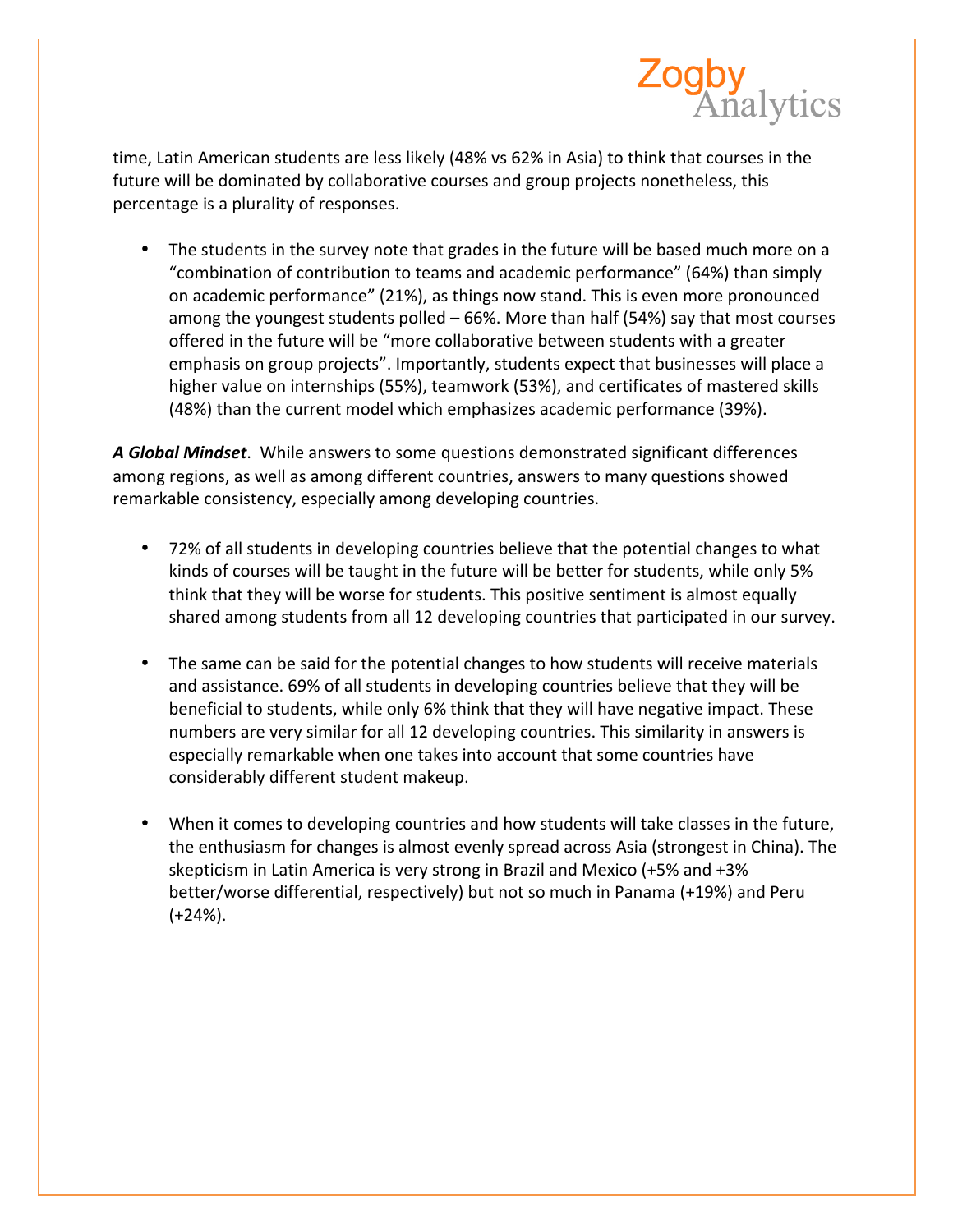time, Latin American students are less likely (48% vs 62% in Asia) to think that courses in the future will be dominated by collaborative courses and group projects nonetheless, this percentage is a plurality of responses.

- The students in the survey note that grades in the future will be based much more on a "combination of contribution to teams and academic performance" (64%) than simply on academic performance" (21%), as things now stand. This is even more pronounced among the youngest students polled – 66%. More than half (54%) say that most courses offered in the future will be "more collaborative between students with a greater emphasis on group projects". Importantly, students expect that businesses will place a higher value on internships (55%), teamwork (53%), and certificates of mastered skills (48%) than the current model which emphasizes academic performance (39%).

***A Global Mindset***. While answers to some questions demonstrated significant differences among regions, as well as among different countries, answers to many questions showed remarkable consistency, especially among developing countries.

- 72% of all students in developing countries believe that the potential changes to what kinds of courses will be taught in the future will be better for students, while only 5% think that they will be worse for students. This positive sentiment is almost equally shared among students from all 12 developing countries that participated in our survey.

- The same can be said for the potential changes to how students will receive materials and assistance. 69% of all students in developing countries believe that they will be beneficial to students, while only 6% think that they will have negative impact. These numbers are very similar for all 12 developing countries. This similarity in answers is especially remarkable when one takes into account that some countries have considerably different student makeup.

- When it comes to developing countries and how students will take classes in the future, the enthusiasm for changes is almost evenly spread across Asia (strongest in China). The skepticism in Latin America is very strong in Brazil and Mexico (+5% and +3% better/worse differential, respectively) but not so much in Panama (+19%) and Peru (+24%).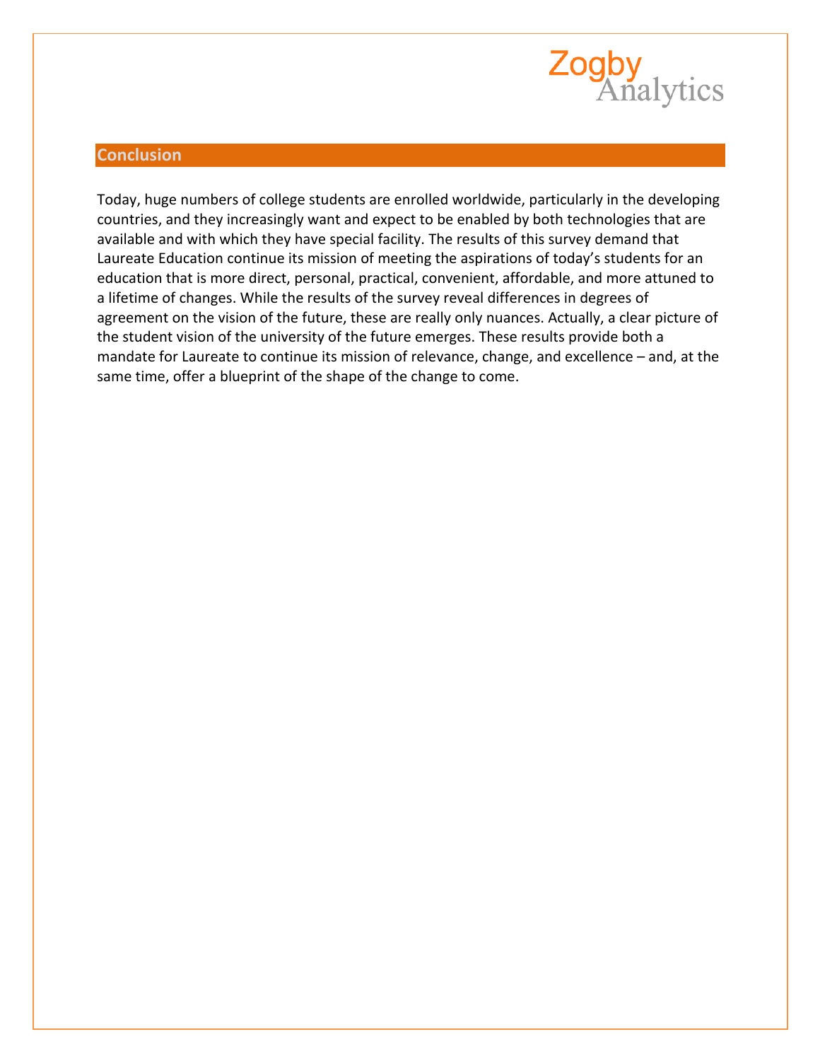## Conclusion

Today, huge numbers of college students are enrolled worldwide, particularly in the developing countries, and they increasingly want and expect to be enabled by both technologies that are available and with which they have special facility. The results of this survey demand that Laureate Education continue its mission of meeting the aspirations of today's students for an education that is more direct, personal, practical, convenient, affordable, and more attuned to a lifetime of changes. While the results of the survey reveal differences in degrees of agreement on the vision of the future, these are really only nuances. Actually, a clear picture of the student vision of the university of the future emerges. These results provide both a mandate for Laureate to continue its mission of relevance, change, and excellence – and, at the same time, offer a blueprint of the shape of the change to come.